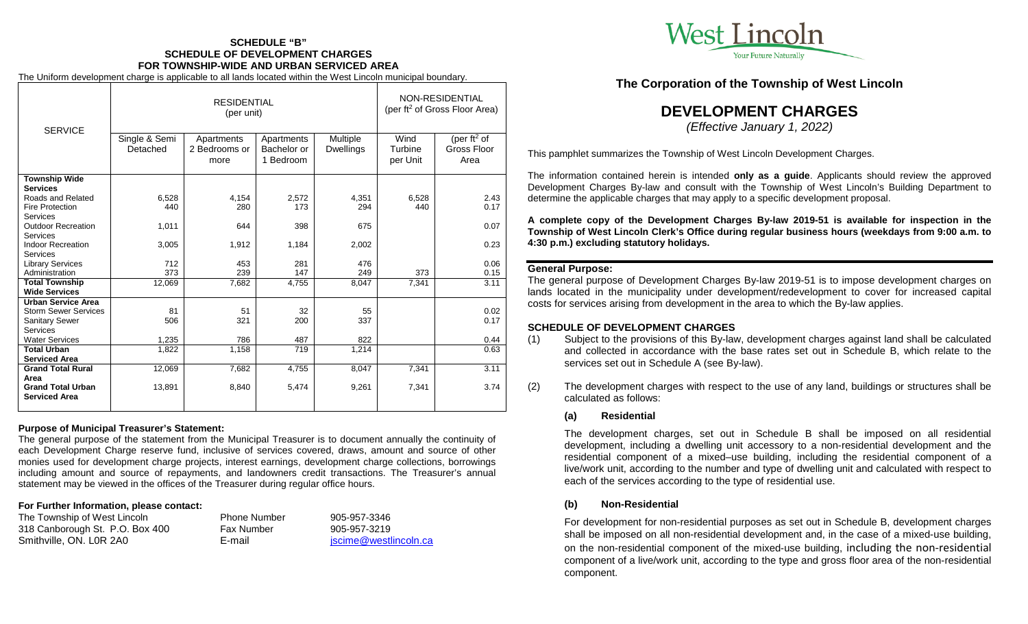**SCHEDULE "B"**
**SCHEDULE OF DEVELOPMENT CHARGES**
**FOR TOWNSHIP-WIDE AND URBAN SERVICED AREA**

The Uniform development charge is applicable to all lands located within the West Lincoln municipal boundary.

| SERVICE | RESIDENTIAL (per unit) | | | | NON-RESIDENTIAL (per ft$^2$ of Gross Floor Area) | |
|---|---|---|---|---|---|---|
| | Single & Semi Detached | Apartments 2 Bedrooms or more | Apartments Bachelor or 1 Bedroom | Multiple Dwellings | Wind Turbine per Unit | (per ft$^2$ of Gross Floor Area |
| **Township Wide Services** | | | | | | |
| Roads and Related | 6,528 | 4,154 | 2,572 | 4,351 | 6,528 | 2.43 |
| Fire Protection Services | 440 | 280 | 173 | 294 | 440 | 0.17 |
| Outdoor Recreation Services | 1,011 | 644 | 398 | 675 | | 0.07 |
| Indoor Recreation Services | 3,005 | 1,912 | 1,184 | 2,002 | | 0.23 |
| Library Services | 712 | 453 | 281 | 476 | | 0.06 |
| Administration | 373 | 239 | 147 | 249 | 373 | 0.15 |
| **Total Township Wide Services** | 12,069 | 7,682 | 4,755 | 8,047 | 7,341 | 3.11 |
| **Urban Service Area** | | | | | | |
| Storm Sewer Services | 81 | 51 | 32 | 55 | | 0.02 |
| Sanitary Sewer Services | 506 | 321 | 200 | 337 | | 0.17 |
| Water Services | 1,235 | 786 | 487 | 822 | | 0.44 |
| **Total Urban Serviced Area** | 1,822 | 1,158 | 719 | 1,214 | | 0.63 |
| **Grand Total Rural Area** | 12,069 | 7,682 | 4,755 | 8,047 | 7,341 | 3.11 |
| **Grand Total Urban Serviced Area** | 13,891 | 8,840 | 5,474 | 9,261 | 7,341 | 3.74 |

**Purpose of Municipal Treasurer's Statement:**

The general purpose of the statement from the Municipal Treasurer is to document annually the continuity of each Development Charge reserve fund, inclusive of services covered, draws, amount and source of other monies used for development charge projects, interest earnings, development charge collections, borrowings including amount and source of repayments, and landowners credit transactions. The Treasurer's annual statement may be viewed in the offices of the Treasurer during regular office hours.

**For Further Information, please contact:**

The Township of West Lincoln
318 Canborough St. P.O. Box 400
Smithville, ON. L0R 2A0

Phone Number 905-957-3346
Fax Number 905-957-3219
E-mail jscime@westlincoln.ca

West Lincoln
Your Future Naturally

## The Corporation of the Township of West Lincoln

# DEVELOPMENT CHARGES

*(Effective January 1, 2022)*

This pamphlet summarizes the Township of West Lincoln Development Charges.

The information contained herein is intended **only as a guide**. Applicants should review the approved Development Charges By-law and consult with the Township of West Lincoln's Building Department to determine the applicable charges that may apply to a specific development proposal.

**A complete copy of the Development Charges By-law 2019-51 is available for inspection in the Township of West Lincoln Clerk's Office during regular business hours (weekdays from 9:00 a.m. to 4:30 p.m.) excluding statutory holidays.**

**General Purpose:**

The general purpose of Development Charges By-law 2019-51 is to impose development charges on lands located in the municipality under development/redevelopment to cover for increased capital costs for services arising from development in the area to which the By-law applies.

**SCHEDULE OF DEVELOPMENT CHARGES**

(1) Subject to the provisions of this By-law, development charges against land shall be calculated and collected in accordance with the base rates set out in Schedule B, which relate to the services set out in Schedule A (see By-law).

(2) The development charges with respect to the use of any land, buildings or structures shall be calculated as follows:

**(a) Residential**

The development charges, set out in Schedule B shall be imposed on all residential development, including a dwelling unit accessory to a non-residential development and the residential component of a mixed–use building, including the residential component of a live/work unit, according to the number and type of dwelling unit and calculated with respect to each of the services according to the type of residential use.

**(b) Non-Residential**

For development for non-residential purposes as set out in Schedule B, development charges shall be imposed on all non-residential development and, in the case of a mixed-use building, on the non-residential component of the mixed-use building, including the non-residential component of a live/work unit, according to the type and gross floor area of the non-residential component.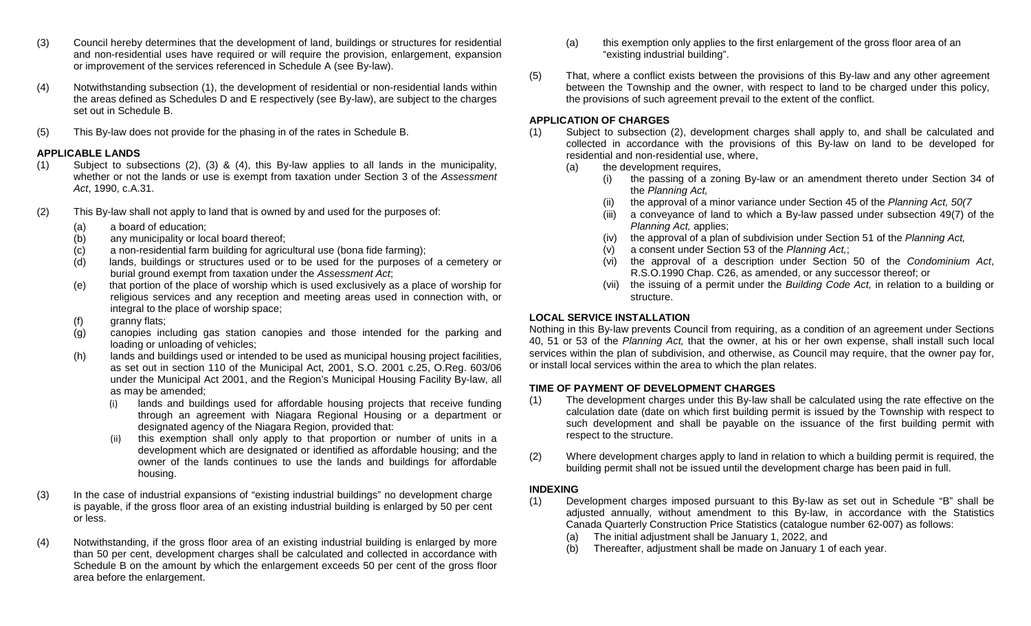(3) Council hereby determines that the development of land, buildings or structures for residential and non-residential uses have required or will require the provision, enlargement, expansion or improvement of the services referenced in Schedule A (see By-law).

(4) Notwithstanding subsection (1), the development of residential or non-residential lands within the areas defined as Schedules D and E respectively (see By-law), are subject to the charges set out in Schedule B.

(5) This By-law does not provide for the phasing in of the rates in Schedule B.

**APPLICABLE LANDS**

(1) Subject to subsections (2), (3) & (4), this By-law applies to all lands in the municipality, whether or not the lands or use is exempt from taxation under Section 3 of the *Assessment Act*, 1990, c.A.31.

(2) This By-law shall not apply to land that is owned by and used for the purposes of:

- (a) a board of education;
- (b) any municipality or local board thereof;
- (c) a non-residential farm building for agricultural use (bona fide farming);
- (d) lands, buildings or structures used or to be used for the purposes of a cemetery or burial ground exempt from taxation under the *Assessment Act*;
- (e) that portion of the place of worship which is used exclusively as a place of worship for religious services and any reception and meeting areas used in connection with, or integral to the place of worship space;
- (f) granny flats;
- (g) canopies including gas station canopies and those intended for the parking and loading or unloading of vehicles;
- (h) lands and buildings used or intended to be used as municipal housing project facilities, as set out in section 110 of the Municipal Act, 2001, S.O. 2001 c.25, O.Reg. 603/06 under the Municipal Act 2001, and the Region's Municipal Housing Facility By-law, all as may be amended;
  - (i) lands and buildings used for affordable housing projects that receive funding through an agreement with Niagara Regional Housing or a department or designated agency of the Niagara Region, provided that:
  - (ii) this exemption shall only apply to that proportion or number of units in a development which are designated or identified as affordable housing; and the owner of the lands continues to use the lands and buildings for affordable housing.

(3) In the case of industrial expansions of "existing industrial buildings" no development charge is payable, if the gross floor area of an existing industrial building is enlarged by 50 per cent or less.

(4) Notwithstanding, if the gross floor area of an existing industrial building is enlarged by more than 50 per cent, development charges shall be calculated and collected in accordance with Schedule B on the amount by which the enlargement exceeds 50 per cent of the gross floor area before the enlargement.

- (a) this exemption only applies to the first enlargement of the gross floor area of an "existing industrial building".

(5) That, where a conflict exists between the provisions of this By-law and any other agreement between the Township and the owner, with respect to land to be charged under this policy, the provisions of such agreement prevail to the extent of the conflict.

**APPLICATION OF CHARGES**

(1) Subject to subsection (2), development charges shall apply to, and shall be calculated and collected in accordance with the provisions of this By-law on land to be developed for residential and non-residential use, where,

- (a) the development requires,
  - (i) the passing of a zoning By-law or an amendment thereto under Section 34 of the *Planning Act,*
  - (ii) the approval of a minor variance under Section 45 of the *Planning Act, 50(7*
  - (iii) a conveyance of land to which a By-law passed under subsection 49(7) of the *Planning Act,* applies;
  - (iv) the approval of a plan of subdivision under Section 51 of the *Planning Act,*
  - (v) a consent under Section 53 of the *Planning Act,*;
  - (vi) the approval of a description under Section 50 of the *Condominium Act*, R.S.O.1990 Chap. C26, as amended, or any successor thereof; or
  - (vii) the issuing of a permit under the *Building Code Act,* in relation to a building or structure.

**LOCAL SERVICE INSTALLATION**

Nothing in this By-law prevents Council from requiring, as a condition of an agreement under Sections 40, 51 or 53 of the *Planning Act,* that the owner, at his or her own expense, shall install such local services within the plan of subdivision, and otherwise, as Council may require, that the owner pay for, or install local services within the area to which the plan relates.

**TIME OF PAYMENT OF DEVELOPMENT CHARGES**

(1) The development charges under this By-law shall be calculated using the rate effective on the calculation date (date on which first building permit is issued by the Township with respect to such development and shall be payable on the issuance of the first building permit with respect to the structure.

(2) Where development charges apply to land in relation to which a building permit is required, the building permit shall not be issued until the development charge has been paid in full.

**INDEXING**

(1) Development charges imposed pursuant to this By-law as set out in Schedule "B" shall be adjusted annually, without amendment to this By-law, in accordance with the Statistics Canada Quarterly Construction Price Statistics (catalogue number 62-007) as follows:

- (a) The initial adjustment shall be January 1, 2022, and
- (b) Thereafter, adjustment shall be made on January 1 of each year.